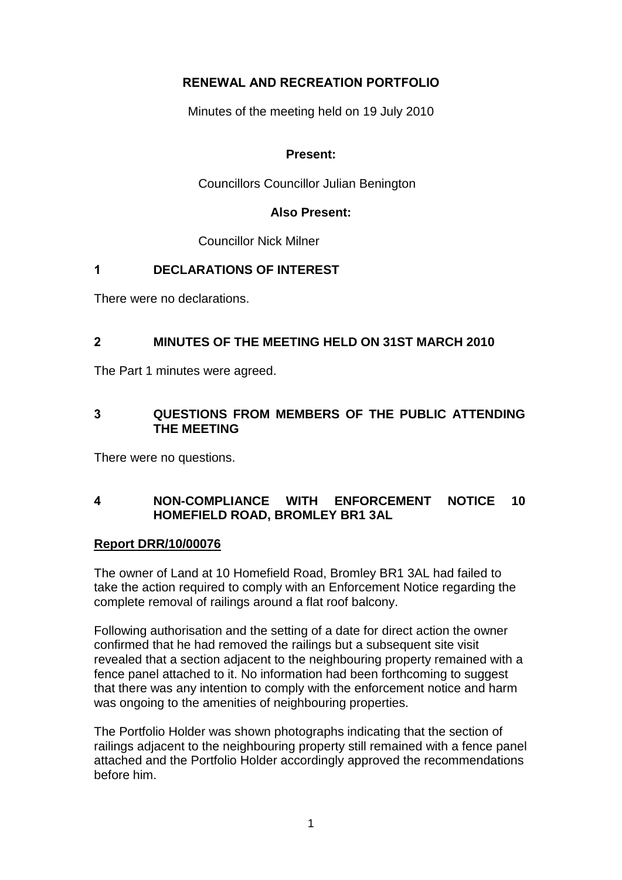# RENEWAL AND RECREATION PORTFOLIO

Minutes of the meeting held on 19 July 2010

**Present:**

Councillors Councillor Julian Benington

**Also Present:**

Councillor Nick Milner

## 1 DECLARATIONS OF INTEREST

There were no declarations.

## 2 MINUTES OF THE MEETING HELD ON 31ST MARCH 2010

The Part 1 minutes were agreed.

## 3 QUESTIONS FROM MEMBERS OF THE PUBLIC ATTENDING THE MEETING

There were no questions.

## 4 NON-COMPLIANCE WITH ENFORCEMENT NOTICE 10 HOMEFIELD ROAD, BROMLEY BR1 3AL

**Report DRR/10/00076**

The owner of Land at 10 Homefield Road, Bromley BR1 3AL had failed to take the action required to comply with an Enforcement Notice regarding the complete removal of railings around a flat roof balcony.

Following authorisation and the setting of a date for direct action the owner confirmed that he had removed the railings but a subsequent site visit revealed that a section adjacent to the neighbouring property remained with a fence panel attached to it. No information had been forthcoming to suggest that there was any intention to comply with the enforcement notice and harm was ongoing to the amenities of neighbouring properties.

The Portfolio Holder was shown photographs indicating that the section of railings adjacent to the neighbouring property still remained with a fence panel attached and the Portfolio Holder accordingly approved the recommendations before him.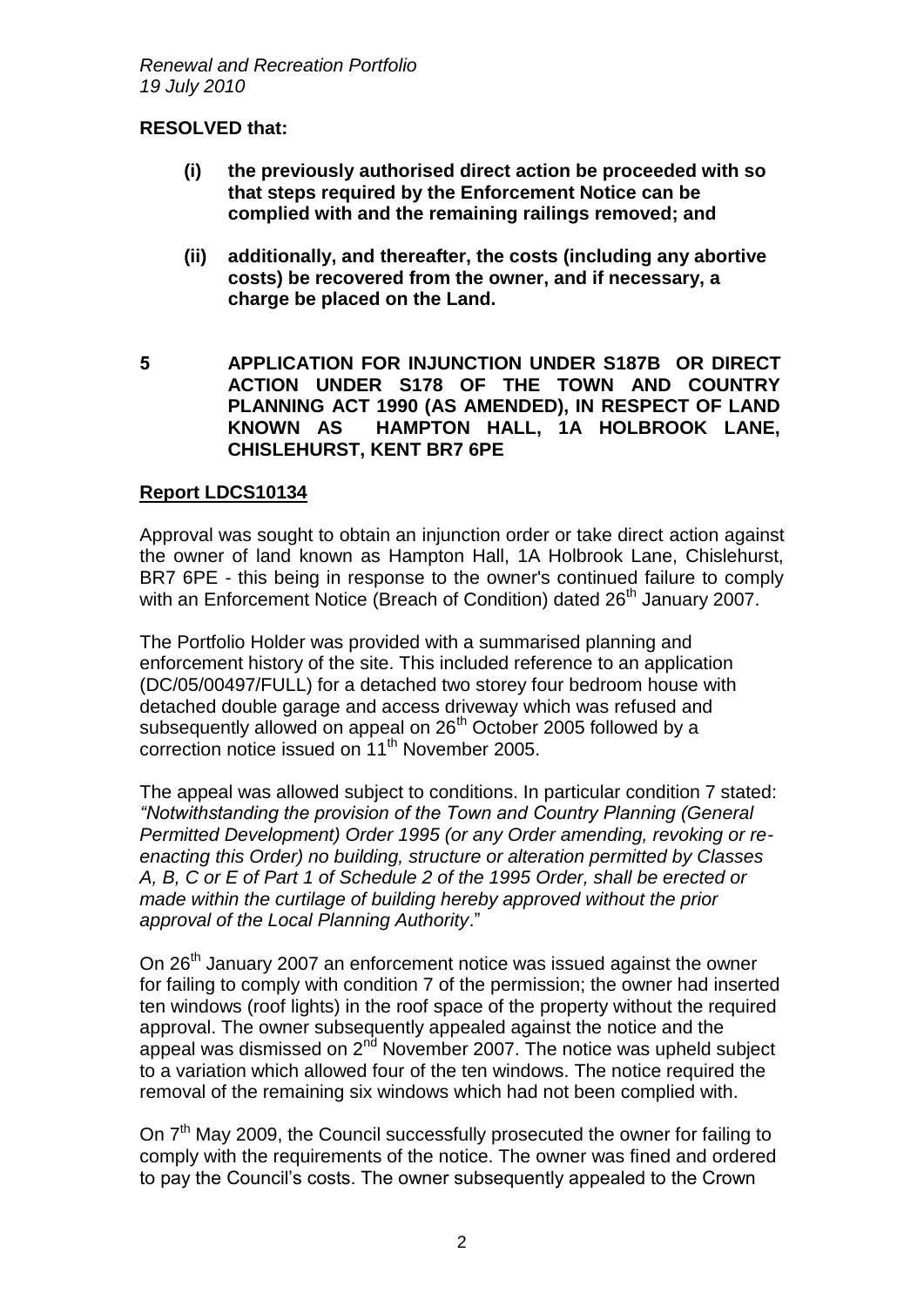**RESOLVED that:**

- **(i) the previously authorised direct action be proceeded with so that steps required by the Enforcement Notice can be complied with and the remaining railings removed; and**

- **(ii) additionally, and thereafter, the costs (including any abortive costs) be recovered from the owner, and if necessary, a charge be placed on the Land.**

## 5 APPLICATION FOR INJUNCTION UNDER S187B OR DIRECT ACTION UNDER S178 OF THE TOWN AND COUNTRY PLANNING ACT 1990 (AS AMENDED), IN RESPECT OF LAND KNOWN AS HAMPTON HALL, 1A HOLBROOK LANE, CHISLEHURST, KENT BR7 6PE

**Report LDCS10134**

Approval was sought to obtain an injunction order or take direct action against the owner of land known as Hampton Hall, 1A Holbrook Lane, Chislehurst, BR7 6PE - this being in response to the owner's continued failure to comply with an Enforcement Notice (Breach of Condition) dated 26th January 2007.

The Portfolio Holder was provided with a summarised planning and enforcement history of the site. This included reference to an application (DC/05/00497/FULL) for a detached two storey four bedroom house with detached double garage and access driveway which was refused and subsequently allowed on appeal on 26th October 2005 followed by a correction notice issued on 11th November 2005.

The appeal was allowed subject to conditions. In particular condition 7 stated: *"Notwithstanding the provision of the Town and Country Planning (General Permitted Development) Order 1995 (or any Order amending, revoking or re-enacting this Order) no building, structure or alteration permitted by Classes A, B, C or E of Part 1 of Schedule 2 of the 1995 Order, shall be erected or made within the curtilage of building hereby approved without the prior approval of the Local Planning Authority*."

On 26th January 2007 an enforcement notice was issued against the owner for failing to comply with condition 7 of the permission; the owner had inserted ten windows (roof lights) in the roof space of the property without the required approval. The owner subsequently appealed against the notice and the appeal was dismissed on 2nd November 2007. The notice was upheld subject to a variation which allowed four of the ten windows. The notice required the removal of the remaining six windows which had not been complied with.

On 7th May 2009, the Council successfully prosecuted the owner for failing to comply with the requirements of the notice. The owner was fined and ordered to pay the Council's costs. The owner subsequently appealed to the Crown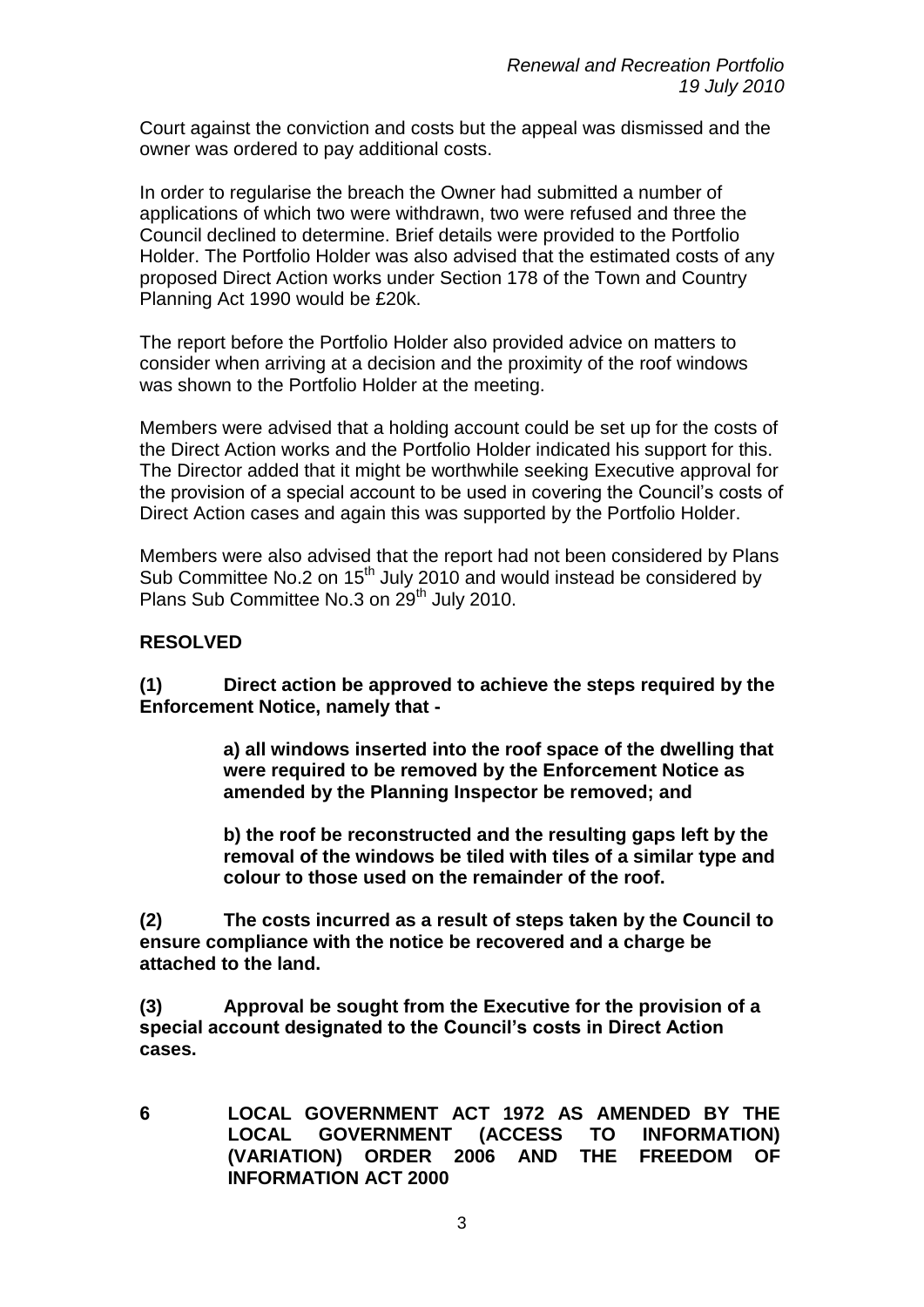Court against the conviction and costs but the appeal was dismissed and the owner was ordered to pay additional costs.

In order to regularise the breach the Owner had submitted a number of applications of which two were withdrawn, two were refused and three the Council declined to determine. Brief details were provided to the Portfolio Holder. The Portfolio Holder was also advised that the estimated costs of any proposed Direct Action works under Section 178 of the Town and Country Planning Act 1990 would be £20k.

The report before the Portfolio Holder also provided advice on matters to consider when arriving at a decision and the proximity of the roof windows was shown to the Portfolio Holder at the meeting.

Members were advised that a holding account could be set up for the costs of the Direct Action works and the Portfolio Holder indicated his support for this. The Director added that it might be worthwhile seeking Executive approval for the provision of a special account to be used in covering the Council's costs of Direct Action cases and again this was supported by the Portfolio Holder.

Members were also advised that the report had not been considered by Plans Sub Committee No.2 on 15th July 2010 and would instead be considered by Plans Sub Committee No.3 on 29th July 2010.

**RESOLVED**

**(1) Direct action be approved to achieve the steps required by the Enforcement Notice, namely that -**

> **a) all windows inserted into the roof space of the dwelling that were required to be removed by the Enforcement Notice as amended by the Planning Inspector be removed; and**
>
> **b) the roof be reconstructed and the resulting gaps left by the removal of the windows be tiled with tiles of a similar type and colour to those used on the remainder of the roof.**

**(2) The costs incurred as a result of steps taken by the Council to ensure compliance with the notice be recovered and a charge be attached to the land.**

**(3) Approval be sought from the Executive for the provision of a special account designated to the Council's costs in Direct Action cases.**

## 6 LOCAL GOVERNMENT ACT 1972 AS AMENDED BY THE LOCAL GOVERNMENT (ACCESS TO INFORMATION) (VARIATION) ORDER 2006 AND THE FREEDOM OF INFORMATION ACT 2000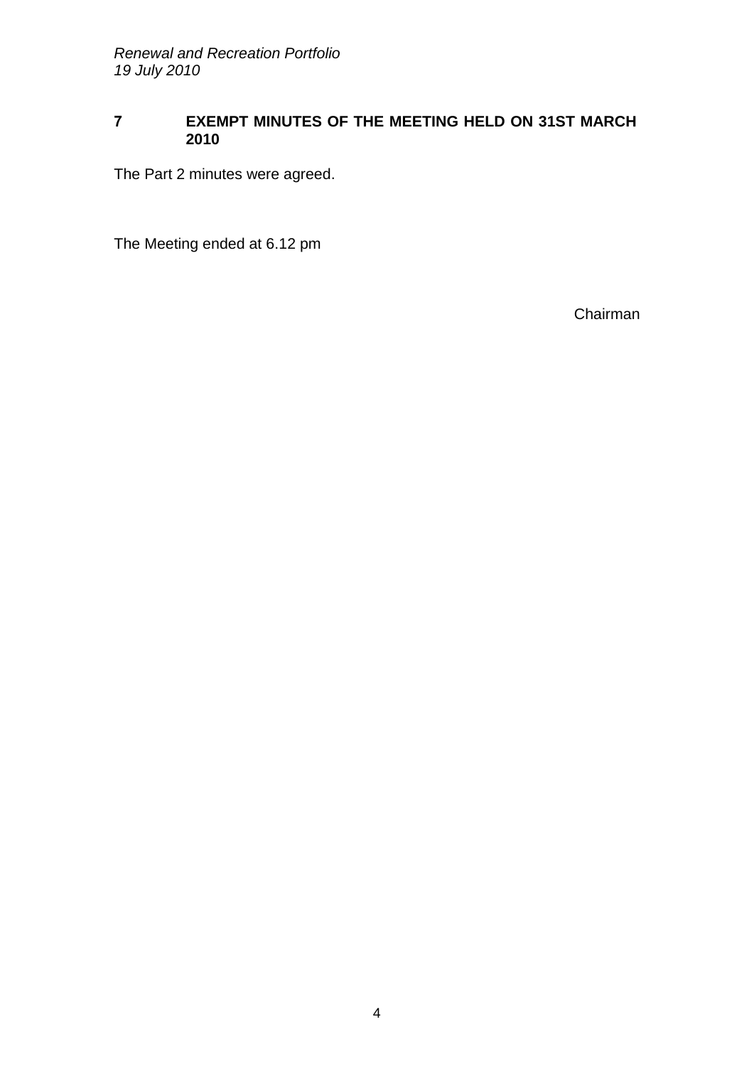## 7 EXEMPT MINUTES OF THE MEETING HELD ON 31ST MARCH 2010

The Part 2 minutes were agreed.

The Meeting ended at 6.12 pm

Chairman